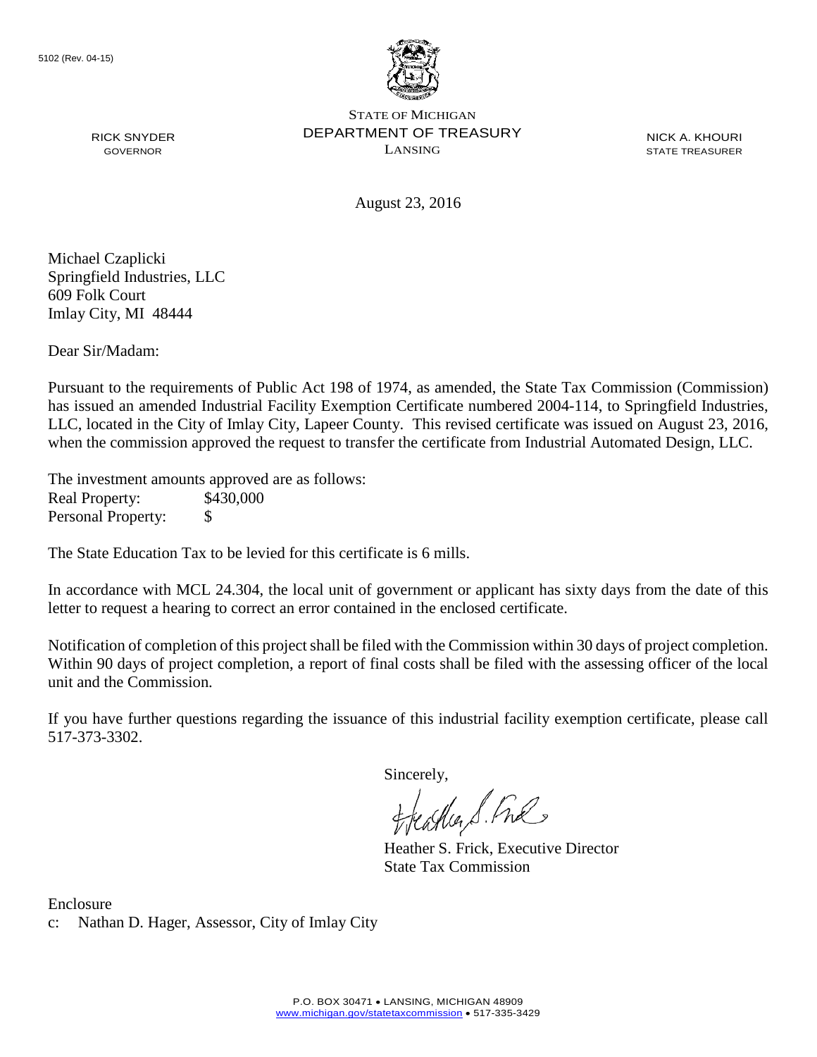5102 (Rev. 04-15)

STATE OF MICHIGAN
DEPARTMENT OF TREASURY
LANSING

RICK SNYDER
GOVERNOR

NICK A. KHOURI
STATE TREASURER

August 23, 2016

Michael Czaplicki
Springfield Industries, LLC
609 Folk Court
Imlay City, MI 48444

Dear Sir/Madam:

Pursuant to the requirements of Public Act 198 of 1974, as amended, the State Tax Commission (Commission) has issued an amended Industrial Facility Exemption Certificate numbered 2004-114, to Springfield Industries, LLC, located in the City of Imlay City, Lapeer County. This revised certificate was issued on August 23, 2016, when the commission approved the request to transfer the certificate from Industrial Automated Design, LLC.

The investment amounts approved are as follows:

| | |
|---|---|
| Real Property: | $430,000 |
| Personal Property: | $ |

The State Education Tax to be levied for this certificate is 6 mills.

In accordance with MCL 24.304, the local unit of government or applicant has sixty days from the date of this letter to request a hearing to correct an error contained in the enclosed certificate.

Notification of completion of this project shall be filed with the Commission within 30 days of project completion. Within 90 days of project completion, a report of final costs shall be filed with the assessing officer of the local unit and the Commission.

If you have further questions regarding the issuance of this industrial facility exemption certificate, please call 517-373-3302.

Sincerely,

Heather S. Frick, Executive Director
State Tax Commission

Enclosure
c: Nathan D. Hager, Assessor, City of Imlay City

P.O. BOX 30471 • LANSING, MICHIGAN 48909
www.michigan.gov/statetaxcommission • 517-335-3429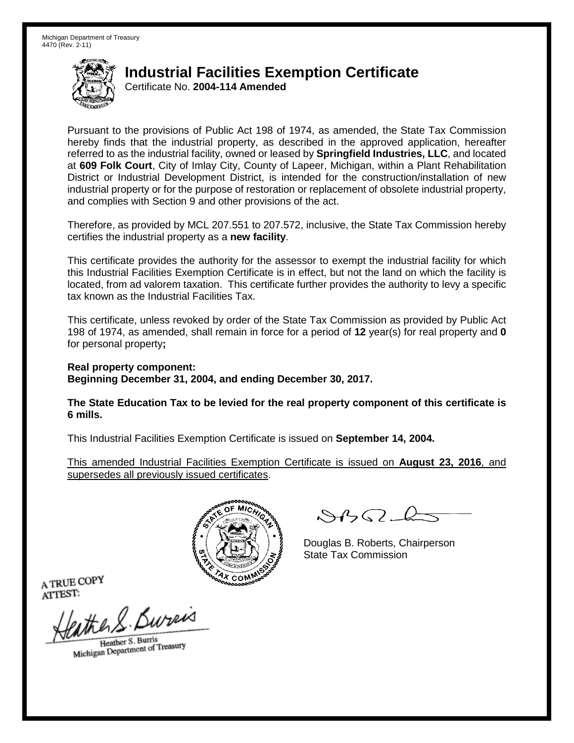Michigan Department of Treasury
4470 (Rev. 2-11)

# Industrial Facilities Exemption Certificate

Certificate No. **2004-114 Amended**

Pursuant to the provisions of Public Act 198 of 1974, as amended, the State Tax Commission hereby finds that the industrial property, as described in the approved application, hereafter referred to as the industrial facility, owned or leased by **Springfield Industries, LLC**, and located at **609 Folk Court**, City of Imlay City, County of Lapeer, Michigan, within a Plant Rehabilitation District or Industrial Development District, is intended for the construction/installation of new industrial property or for the purpose of restoration or replacement of obsolete industrial property, and complies with Section 9 and other provisions of the act.

Therefore, as provided by MCL 207.551 to 207.572, inclusive, the State Tax Commission hereby certifies the industrial property as a **new facility**.

This certificate provides the authority for the assessor to exempt the industrial facility for which this Industrial Facilities Exemption Certificate is in effect, but not the land on which the facility is located, from ad valorem taxation. This certificate further provides the authority to levy a specific tax known as the Industrial Facilities Tax.

This certificate, unless revoked by order of the State Tax Commission as provided by Public Act 198 of 1974, as amended, shall remain in force for a period of **12** year(s) for real property and **0** for personal property**;**

**Real property component:**
**Beginning December 31, 2004, and ending December 30, 2017.**

**The State Education Tax to be levied for the real property component of this certificate is 6 mills.**

This Industrial Facilities Exemption Certificate is issued on **September 14, 2004.**

This amended Industrial Facilities Exemption Certificate is issued on **August 23, 2016**, and supersedes all previously issued certificates.

Douglas B. Roberts, Chairperson
State Tax Commission

A TRUE COPY
ATTEST:

Heather S. Burris
Michigan Department of Treasury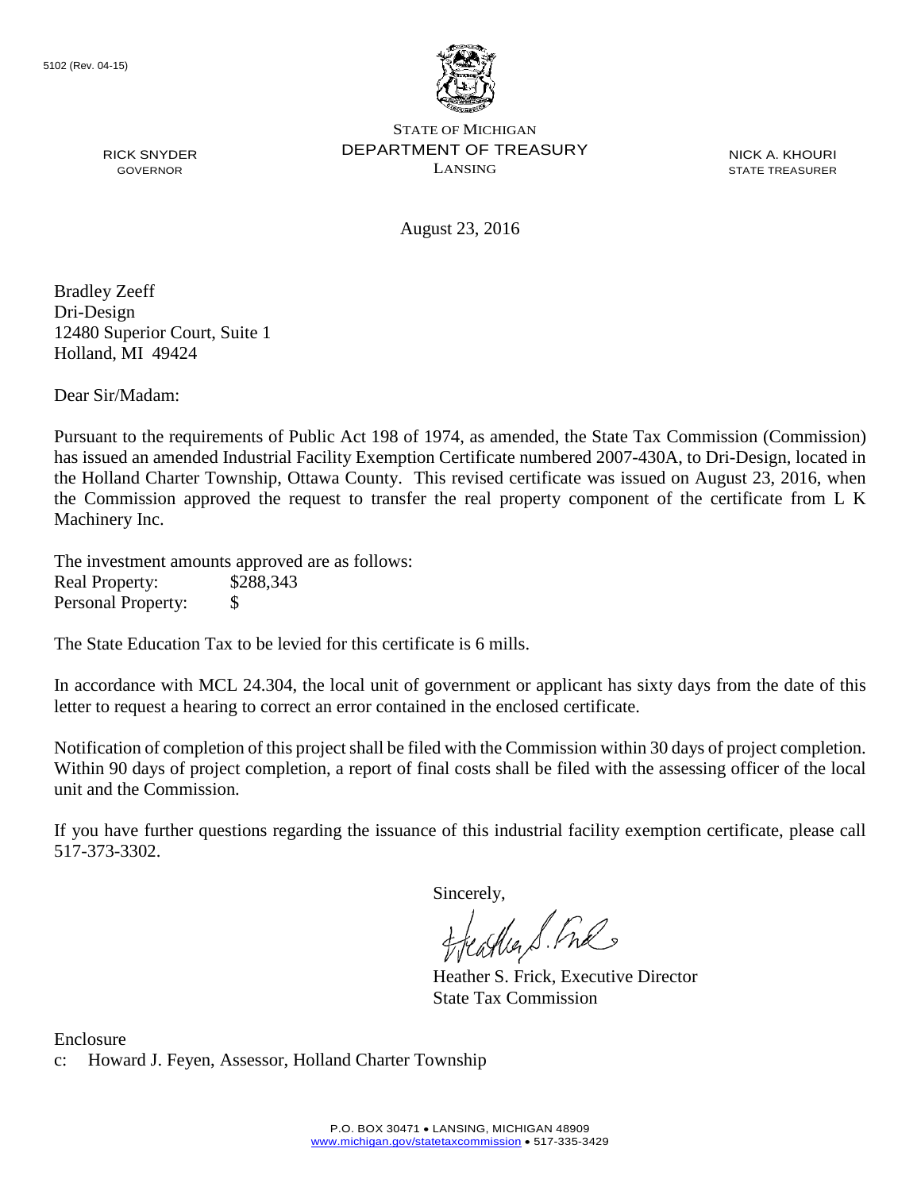5102 (Rev. 04-15)

STATE OF MICHIGAN
DEPARTMENT OF TREASURY
LANSING

RICK SNYDER
GOVERNOR

NICK A. KHOURI
STATE TREASURER

August 23, 2016

Bradley Zeeff
Dri-Design
12480 Superior Court, Suite 1
Holland, MI 49424

Dear Sir/Madam:

Pursuant to the requirements of Public Act 198 of 1974, as amended, the State Tax Commission (Commission) has issued an amended Industrial Facility Exemption Certificate numbered 2007-430A, to Dri-Design, located in the Holland Charter Township, Ottawa County. This revised certificate was issued on August 23, 2016, when the Commission approved the request to transfer the real property component of the certificate from L K Machinery Inc.

The investment amounts approved are as follows:
Real Property: $288,343
Personal Property: $

The State Education Tax to be levied for this certificate is 6 mills.

In accordance with MCL 24.304, the local unit of government or applicant has sixty days from the date of this letter to request a hearing to correct an error contained in the enclosed certificate.

Notification of completion of this project shall be filed with the Commission within 30 days of project completion. Within 90 days of project completion, a report of final costs shall be filed with the assessing officer of the local unit and the Commission.

If you have further questions regarding the issuance of this industrial facility exemption certificate, please call 517-373-3302.

Sincerely,

Heather S. Frick, Executive Director
State Tax Commission

Enclosure
c: Howard J. Feyen, Assessor, Holland Charter Township

P.O. BOX 30471 • LANSING, MICHIGAN 48909
www.michigan.gov/statetaxcommission • 517-335-3429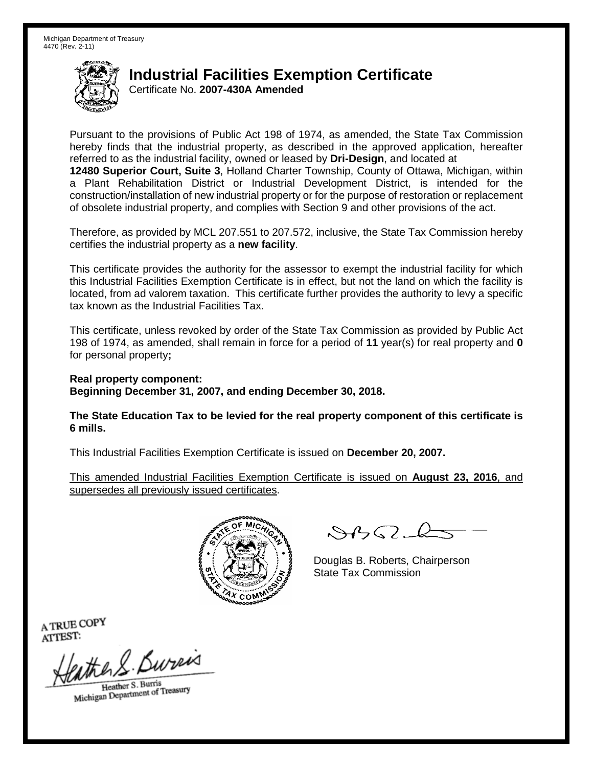Michigan Department of Treasury
4470 (Rev. 2-11)

# Industrial Facilities Exemption Certificate

Certificate No. **2007-430A Amended**

Pursuant to the provisions of Public Act 198 of 1974, as amended, the State Tax Commission hereby finds that the industrial property, as described in the approved application, hereafter referred to as the industrial facility, owned or leased by **Dri-Design**, and located at **12480 Superior Court, Suite 3**, Holland Charter Township, County of Ottawa, Michigan, within a Plant Rehabilitation District or Industrial Development District, is intended for the construction/installation of new industrial property or for the purpose of restoration or replacement of obsolete industrial property, and complies with Section 9 and other provisions of the act.

Therefore, as provided by MCL 207.551 to 207.572, inclusive, the State Tax Commission hereby certifies the industrial property as a **new facility**.

This certificate provides the authority for the assessor to exempt the industrial facility for which this Industrial Facilities Exemption Certificate is in effect, but not the land on which the facility is located, from ad valorem taxation. This certificate further provides the authority to levy a specific tax known as the Industrial Facilities Tax.

This certificate, unless revoked by order of the State Tax Commission as provided by Public Act 198 of 1974, as amended, shall remain in force for a period of **11** year(s) for real property and **0** for personal property**;**

**Real property component:**
**Beginning December 31, 2007, and ending December 30, 2018.**

**The State Education Tax to be levied for the real property component of this certificate is 6 mills.**

This Industrial Facilities Exemption Certificate is issued on **December 20, 2007.**

This amended Industrial Facilities Exemption Certificate is issued on **August 23, 2016**, and supersedes all previously issued certificates.

Douglas B. Roberts, Chairperson
State Tax Commission

A TRUE COPY
ATTEST:

Heather S. Burris
Michigan Department of Treasury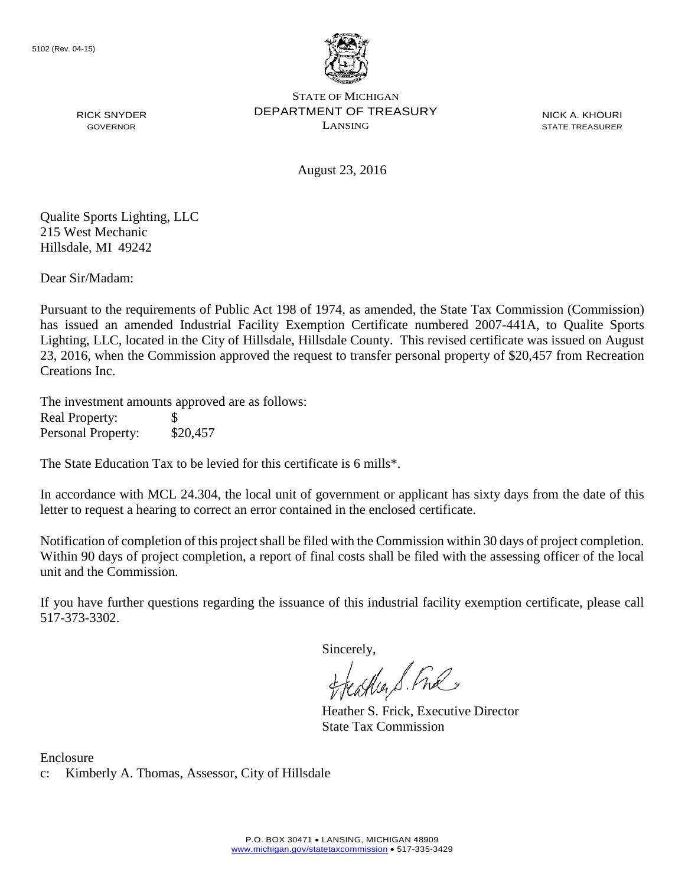5102 (Rev. 04-15)

STATE OF MICHIGAN
DEPARTMENT OF TREASURY
LANSING

RICK SNYDER
GOVERNOR

NICK A. KHOURI
STATE TREASURER

August 23, 2016

Qualite Sports Lighting, LLC
215 West Mechanic
Hillsdale, MI 49242

Dear Sir/Madam:

Pursuant to the requirements of Public Act 198 of 1974, as amended, the State Tax Commission (Commission) has issued an amended Industrial Facility Exemption Certificate numbered 2007-441A, to Qualite Sports Lighting, LLC, located in the City of Hillsdale, Hillsdale County. This revised certificate was issued on August 23, 2016, when the Commission approved the request to transfer personal property of $20,457 from Recreation Creations Inc.

The investment amounts approved are as follows:

| | |
|---|---|
| Real Property: | $ |
| Personal Property: | $20,457 |

The State Education Tax to be levied for this certificate is 6 mills*.

In accordance with MCL 24.304, the local unit of government or applicant has sixty days from the date of this letter to request a hearing to correct an error contained in the enclosed certificate.

Notification of completion of this project shall be filed with the Commission within 30 days of project completion. Within 90 days of project completion, a report of final costs shall be filed with the assessing officer of the local unit and the Commission.

If you have further questions regarding the issuance of this industrial facility exemption certificate, please call 517-373-3302.

Sincerely,

Heather S. Frick, Executive Director
State Tax Commission

Enclosure
c: Kimberly A. Thomas, Assessor, City of Hillsdale

P.O. BOX 30471 • LANSING, MICHIGAN 48909
www.michigan.gov/statetaxcommission • 517-335-3429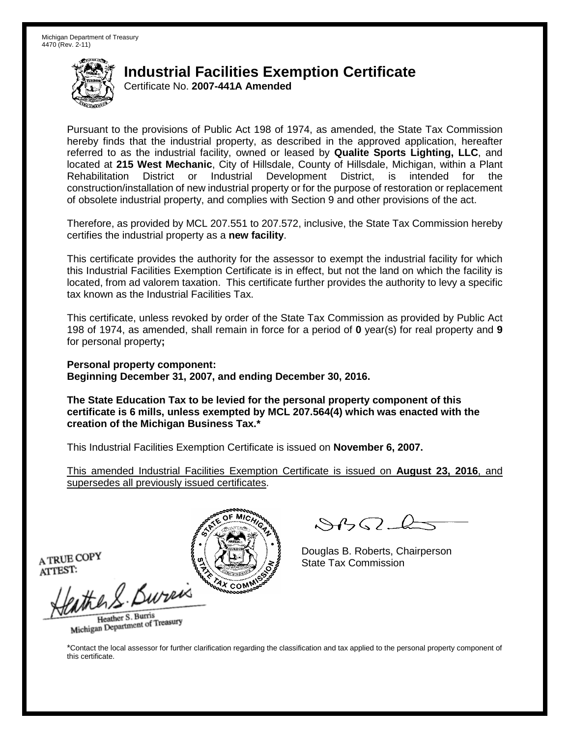Michigan Department of Treasury
4470 (Rev. 2-11)

# Industrial Facilities Exemption Certificate

Certificate No. **2007-441A Amended**

Pursuant to the provisions of Public Act 198 of 1974, as amended, the State Tax Commission hereby finds that the industrial property, as described in the approved application, hereafter referred to as the industrial facility, owned or leased by **Qualite Sports Lighting, LLC**, and located at **215 West Mechanic**, City of Hillsdale, County of Hillsdale, Michigan, within a Plant Rehabilitation District or Industrial Development District, is intended for the construction/installation of new industrial property or for the purpose of restoration or replacement of obsolete industrial property, and complies with Section 9 and other provisions of the act.

Therefore, as provided by MCL 207.551 to 207.572, inclusive, the State Tax Commission hereby certifies the industrial property as a **new facility**.

This certificate provides the authority for the assessor to exempt the industrial facility for which this Industrial Facilities Exemption Certificate is in effect, but not the land on which the facility is located, from ad valorem taxation. This certificate further provides the authority to levy a specific tax known as the Industrial Facilities Tax.

This certificate, unless revoked by order of the State Tax Commission as provided by Public Act 198 of 1974, as amended, shall remain in force for a period of **0** year(s) for real property and **9** for personal property**;**

**Personal property component:**
**Beginning December 31, 2007, and ending December 30, 2016.**

**The State Education Tax to be levied for the personal property component of this certificate is 6 mills, unless exempted by MCL 207.564(4) which was enacted with the creation of the Michigan Business Tax.***

This Industrial Facilities Exemption Certificate is issued on **November 6, 2007.**

This amended Industrial Facilities Exemption Certificate is issued on **August 23, 2016**, and supersedes all previously issued certificates.

A TRUE COPY
ATTEST:

Heather S. Burris
Michigan Department of Treasury

Douglas B. Roberts, Chairperson
State Tax Commission

*Contact the local assessor for further clarification regarding the classification and tax applied to the personal property component of this certificate.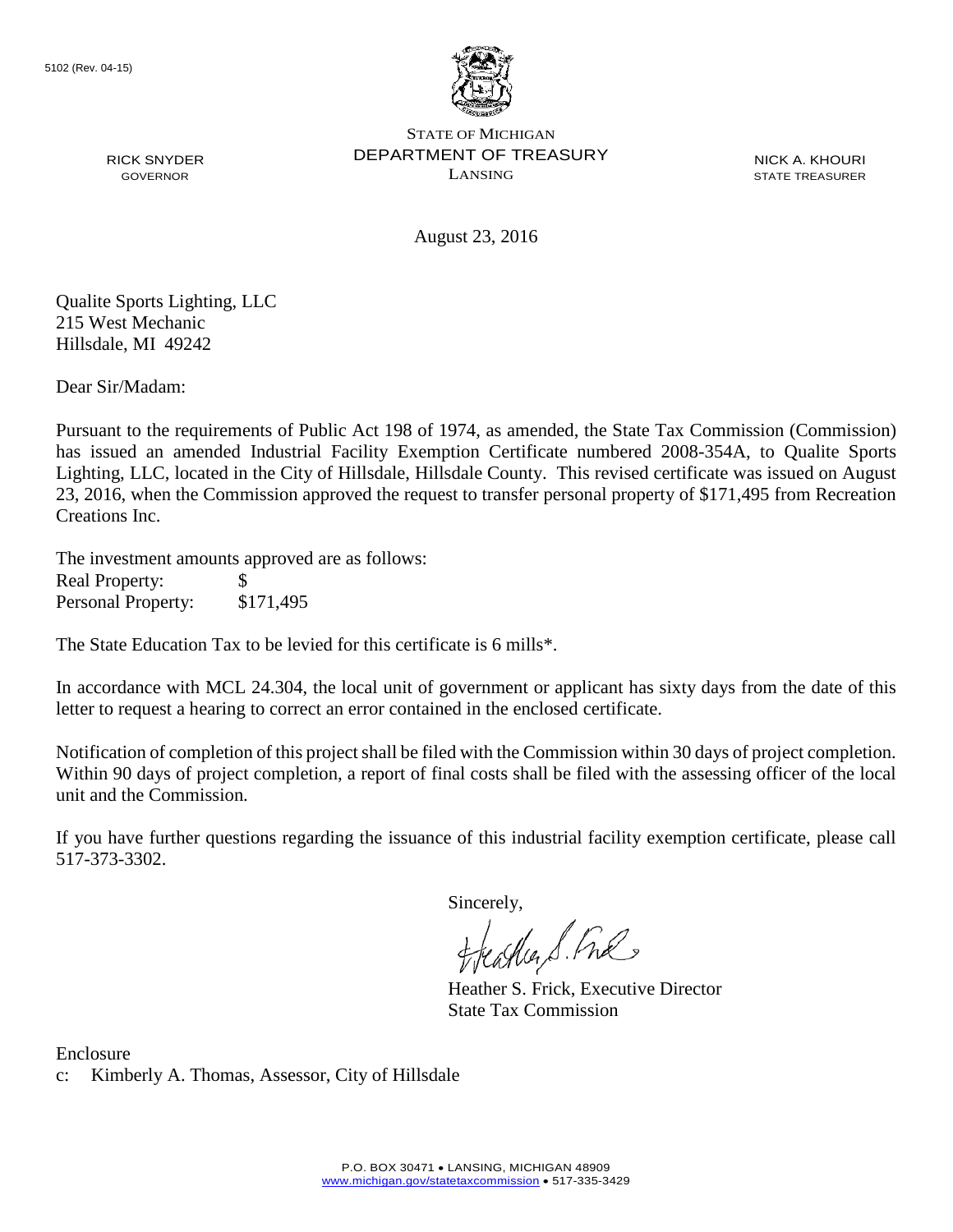5102 (Rev. 04-15)

STATE OF MICHIGAN
DEPARTMENT OF TREASURY
LANSING

RICK SNYDER
GOVERNOR

NICK A. KHOURI
STATE TREASURER

August 23, 2016

Qualite Sports Lighting, LLC
215 West Mechanic
Hillsdale, MI 49242

Dear Sir/Madam:

Pursuant to the requirements of Public Act 198 of 1974, as amended, the State Tax Commission (Commission) has issued an amended Industrial Facility Exemption Certificate numbered 2008-354A, to Qualite Sports Lighting, LLC, located in the City of Hillsdale, Hillsdale County. This revised certificate was issued on August 23, 2016, when the Commission approved the request to transfer personal property of $171,495 from Recreation Creations Inc.

The investment amounts approved are as follows:

| | |
|---|---|
| Real Property: | $ |
| Personal Property: | $171,495 |

The State Education Tax to be levied for this certificate is 6 mills*.

In accordance with MCL 24.304, the local unit of government or applicant has sixty days from the date of this letter to request a hearing to correct an error contained in the enclosed certificate.

Notification of completion of this project shall be filed with the Commission within 30 days of project completion. Within 90 days of project completion, a report of final costs shall be filed with the assessing officer of the local unit and the Commission.

If you have further questions regarding the issuance of this industrial facility exemption certificate, please call 517-373-3302.

Sincerely,

Heather S. Frick, Executive Director
State Tax Commission

Enclosure
c: Kimberly A. Thomas, Assessor, City of Hillsdale

P.O. BOX 30471 • LANSING, MICHIGAN 48909
www.michigan.gov/statetaxcommission • 517-335-3429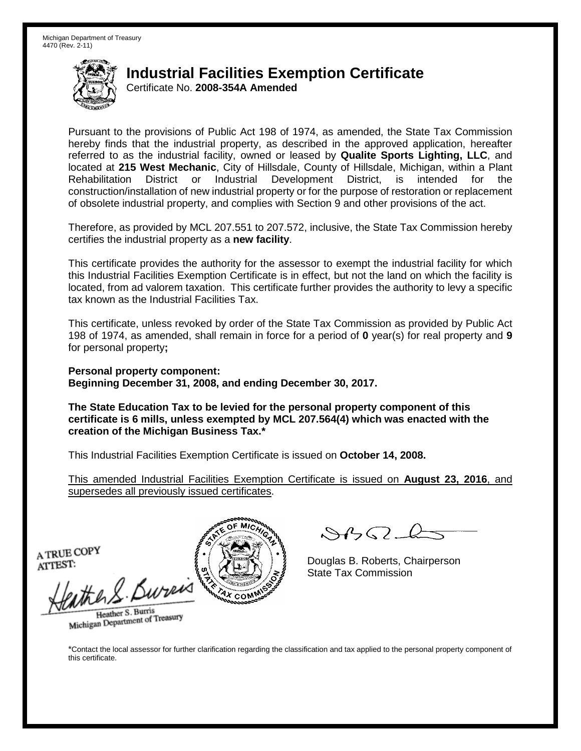Michigan Department of Treasury
4470 (Rev. 2-11)

# Industrial Facilities Exemption Certificate

Certificate No. **2008-354A Amended**

Pursuant to the provisions of Public Act 198 of 1974, as amended, the State Tax Commission hereby finds that the industrial property, as described in the approved application, hereafter referred to as the industrial facility, owned or leased by **Qualite Sports Lighting, LLC**, and located at **215 West Mechanic**, City of Hillsdale, County of Hillsdale, Michigan, within a Plant Rehabilitation District or Industrial Development District, is intended for the construction/installation of new industrial property or for the purpose of restoration or replacement of obsolete industrial property, and complies with Section 9 and other provisions of the act.

Therefore, as provided by MCL 207.551 to 207.572, inclusive, the State Tax Commission hereby certifies the industrial property as a **new facility**.

This certificate provides the authority for the assessor to exempt the industrial facility for which this Industrial Facilities Exemption Certificate is in effect, but not the land on which the facility is located, from ad valorem taxation. This certificate further provides the authority to levy a specific tax known as the Industrial Facilities Tax.

This certificate, unless revoked by order of the State Tax Commission as provided by Public Act 198 of 1974, as amended, shall remain in force for a period of **0** year(s) for real property and **9** for personal property**;**

**Personal property component:**
**Beginning December 31, 2008, and ending December 30, 2017.**

**The State Education Tax to be levied for the personal property component of this certificate is 6 mills, unless exempted by MCL 207.564(4) which was enacted with the creation of the Michigan Business Tax.***

This Industrial Facilities Exemption Certificate is issued on **October 14, 2008.**

This amended Industrial Facilities Exemption Certificate is issued on **August 23, 2016**, and supersedes all previously issued certificates.

A TRUE COPY
ATTEST:

Heather S. Burris
Michigan Department of Treasury

Douglas B. Roberts, Chairperson
State Tax Commission

*Contact the local assessor for further clarification regarding the classification and tax applied to the personal property component of this certificate.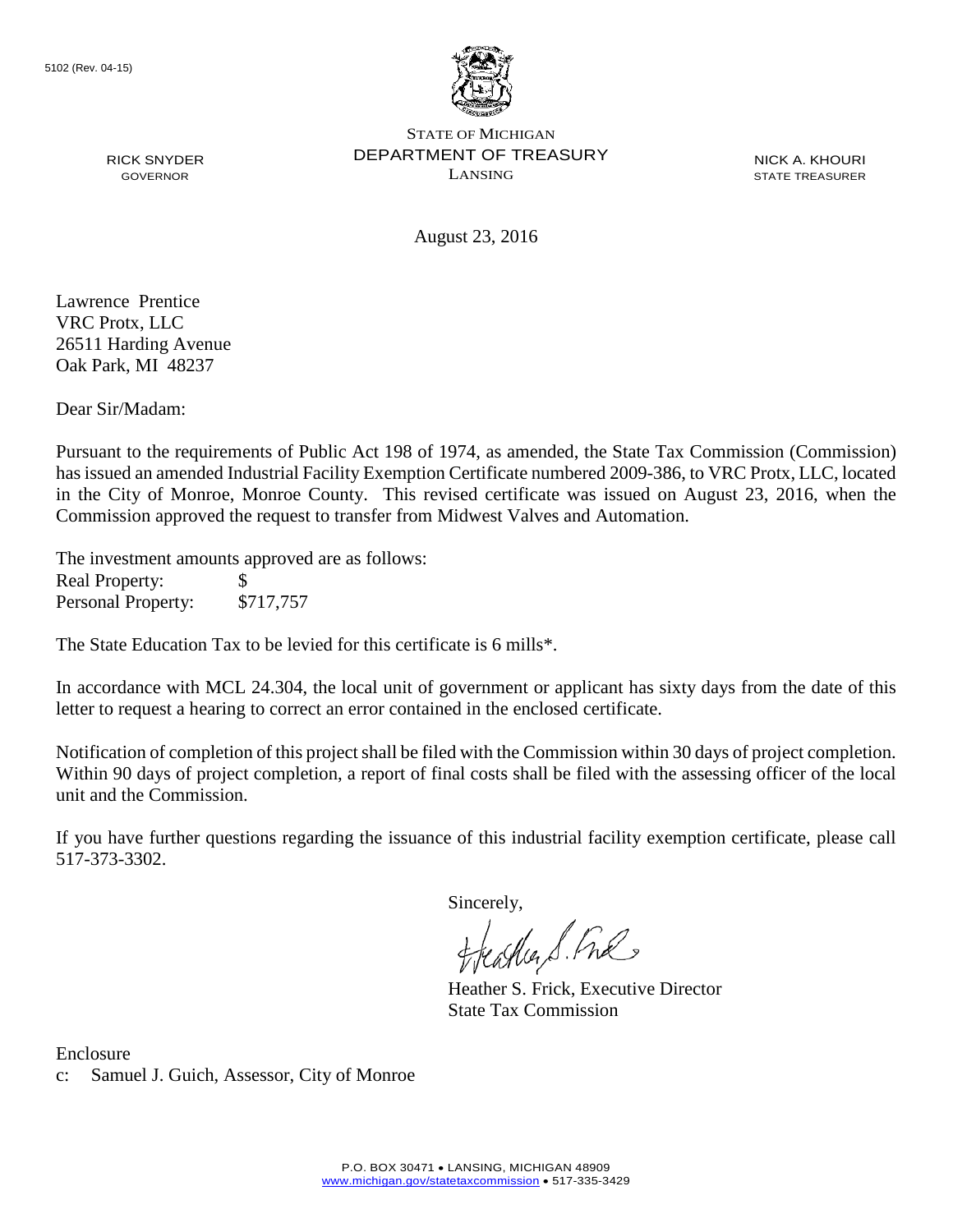5102 (Rev. 04-15)

STATE OF MICHIGAN
DEPARTMENT OF TREASURY
LANSING

RICK SNYDER
GOVERNOR

NICK A. KHOURI
STATE TREASURER

August 23, 2016

Lawrence Prentice
VRC Protx, LLC
26511 Harding Avenue
Oak Park, MI 48237

Dear Sir/Madam:

Pursuant to the requirements of Public Act 198 of 1974, as amended, the State Tax Commission (Commission) has issued an amended Industrial Facility Exemption Certificate numbered 2009-386, to VRC Protx, LLC, located in the City of Monroe, Monroe County. This revised certificate was issued on August 23, 2016, when the Commission approved the request to transfer from Midwest Valves and Automation.

The investment amounts approved are as follows:

| | |
|---|---|
| Real Property: | $ |
| Personal Property: | $717,757 |

The State Education Tax to be levied for this certificate is 6 mills*.

In accordance with MCL 24.304, the local unit of government or applicant has sixty days from the date of this letter to request a hearing to correct an error contained in the enclosed certificate.

Notification of completion of this project shall be filed with the Commission within 30 days of project completion. Within 90 days of project completion, a report of final costs shall be filed with the assessing officer of the local unit and the Commission.

If you have further questions regarding the issuance of this industrial facility exemption certificate, please call 517-373-3302.

Sincerely,

Heather S. Frick, Executive Director
State Tax Commission

Enclosure
c: Samuel J. Guich, Assessor, City of Monroe

P.O. BOX 30471 • LANSING, MICHIGAN 48909
www.michigan.gov/statetaxcommission • 517-335-3429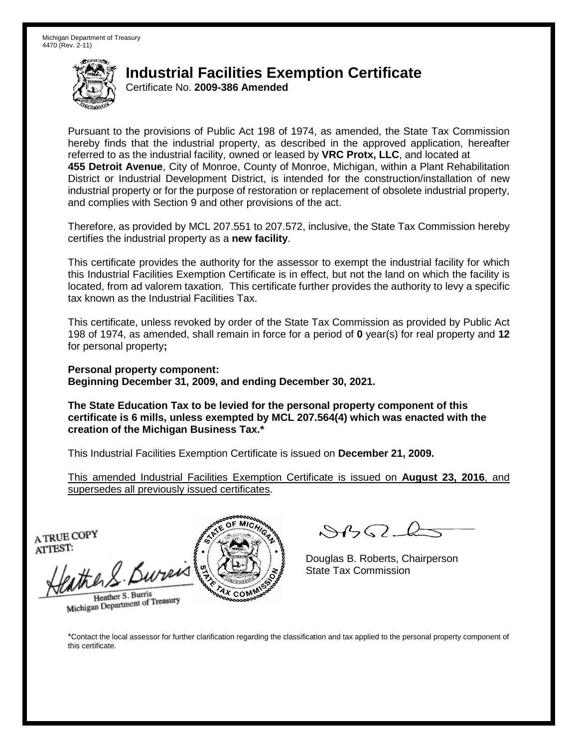Michigan Department of Treasury
4470 (Rev. 2-11)

# Industrial Facilities Exemption Certificate

Certificate No. **2009-386 Amended**

Pursuant to the provisions of Public Act 198 of 1974, as amended, the State Tax Commission hereby finds that the industrial property, as described in the approved application, hereafter referred to as the industrial facility, owned or leased by **VRC Protx, LLC**, and located at **455 Detroit Avenue**, City of Monroe, County of Monroe, Michigan, within a Plant Rehabilitation District or Industrial Development District, is intended for the construction/installation of new industrial property or for the purpose of restoration or replacement of obsolete industrial property, and complies with Section 9 and other provisions of the act.

Therefore, as provided by MCL 207.551 to 207.572, inclusive, the State Tax Commission hereby certifies the industrial property as a **new facility**.

This certificate provides the authority for the assessor to exempt the industrial facility for which this Industrial Facilities Exemption Certificate is in effect, but not the land on which the facility is located, from ad valorem taxation. This certificate further provides the authority to levy a specific tax known as the Industrial Facilities Tax.

This certificate, unless revoked by order of the State Tax Commission as provided by Public Act 198 of 1974, as amended, shall remain in force for a period of **0** year(s) for real property and **12** for personal property**;**

**Personal property component:**
**Beginning December 31, 2009, and ending December 30, 2021.**

**The State Education Tax to be levied for the personal property component of this certificate is 6 mills, unless exempted by MCL 207.564(4) which was enacted with the creation of the Michigan Business Tax.***

This Industrial Facilities Exemption Certificate is issued on **December 21, 2009.**

This amended Industrial Facilities Exemption Certificate is issued on **August 23, 2016**, and supersedes all previously issued certificates.

A TRUE COPY
ATTEST:

Heather S. Burris
Michigan Department of Treasury

Douglas B. Roberts, Chairperson
State Tax Commission

*Contact the local assessor for further clarification regarding the classification and tax applied to the personal property component of this certificate.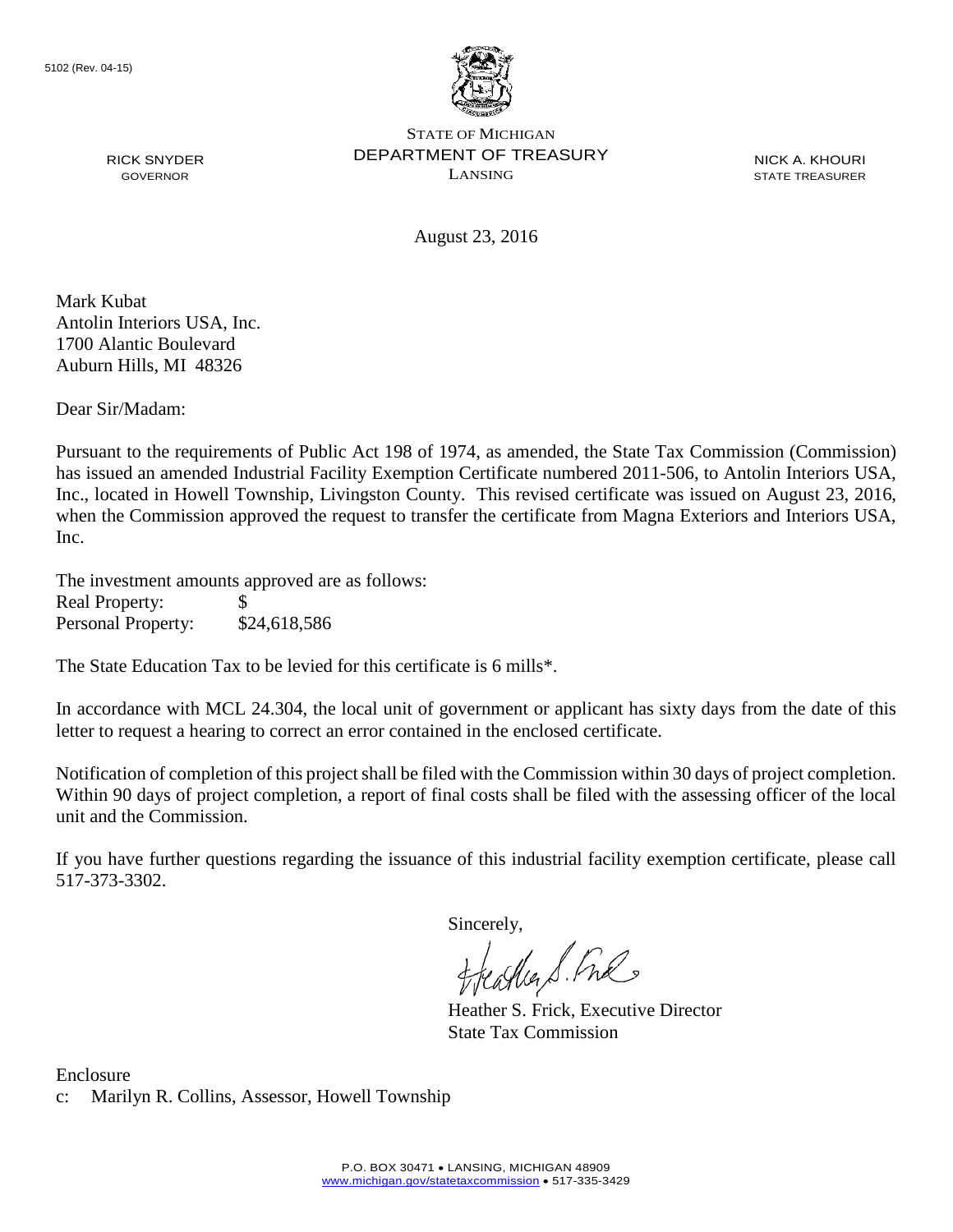5102 (Rev. 04-15)

STATE OF MICHIGAN
DEPARTMENT OF TREASURY
LANSING

RICK SNYDER
GOVERNOR

NICK A. KHOURI
STATE TREASURER

August 23, 2016

Mark Kubat
Antolin Interiors USA, Inc.
1700 Alantic Boulevard
Auburn Hills, MI 48326

Dear Sir/Madam:

Pursuant to the requirements of Public Act 198 of 1974, as amended, the State Tax Commission (Commission) has issued an amended Industrial Facility Exemption Certificate numbered 2011-506, to Antolin Interiors USA, Inc., located in Howell Township, Livingston County. This revised certificate was issued on August 23, 2016, when the Commission approved the request to transfer the certificate from Magna Exteriors and Interiors USA, Inc.

The investment amounts approved are as follows:

| | |
|---|---|
| Real Property: | $ |
| Personal Property: | $24,618,586 |

The State Education Tax to be levied for this certificate is 6 mills*.

In accordance with MCL 24.304, the local unit of government or applicant has sixty days from the date of this letter to request a hearing to correct an error contained in the enclosed certificate.

Notification of completion of this project shall be filed with the Commission within 30 days of project completion. Within 90 days of project completion, a report of final costs shall be filed with the assessing officer of the local unit and the Commission.

If you have further questions regarding the issuance of this industrial facility exemption certificate, please call 517-373-3302.

Sincerely,

Heather S. Frick, Executive Director
State Tax Commission

Enclosure
c: Marilyn R. Collins, Assessor, Howell Township

P.O. BOX 30471 • LANSING, MICHIGAN 48909
www.michigan.gov/statetaxcommission • 517-335-3429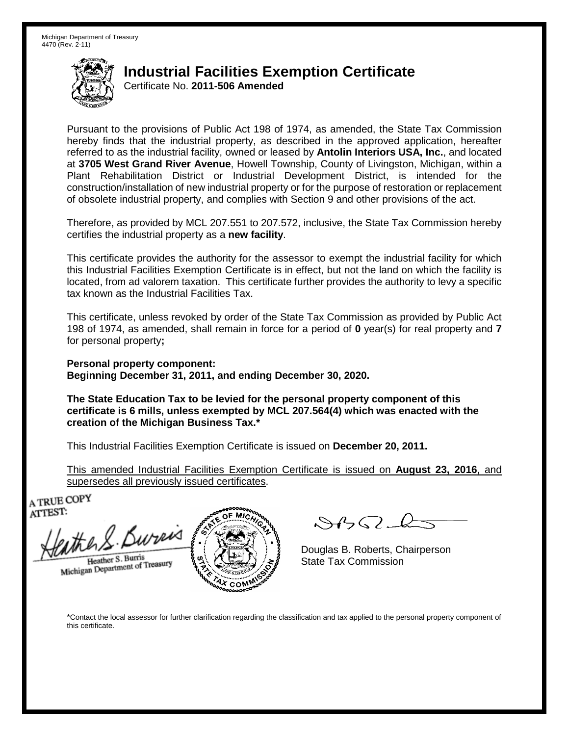Michigan Department of Treasury
4470 (Rev. 2-11)

# Industrial Facilities Exemption Certificate

Certificate No. **2011-506 Amended**

Pursuant to the provisions of Public Act 198 of 1974, as amended, the State Tax Commission hereby finds that the industrial property, as described in the approved application, hereafter referred to as the industrial facility, owned or leased by **Antolin Interiors USA, Inc.**, and located at **3705 West Grand River Avenue**, Howell Township, County of Livingston, Michigan, within a Plant Rehabilitation District or Industrial Development District, is intended for the construction/installation of new industrial property or for the purpose of restoration or replacement of obsolete industrial property, and complies with Section 9 and other provisions of the act.

Therefore, as provided by MCL 207.551 to 207.572, inclusive, the State Tax Commission hereby certifies the industrial property as a **new facility**.

This certificate provides the authority for the assessor to exempt the industrial facility for which this Industrial Facilities Exemption Certificate is in effect, but not the land on which the facility is located, from ad valorem taxation. This certificate further provides the authority to levy a specific tax known as the Industrial Facilities Tax.

This certificate, unless revoked by order of the State Tax Commission as provided by Public Act 198 of 1974, as amended, shall remain in force for a period of **0** year(s) for real property and **7** for personal property**;**

**Personal property component:**
**Beginning December 31, 2011, and ending December 30, 2020.**

**The State Education Tax to be levied for the personal property component of this certificate is 6 mills, unless exempted by MCL 207.564(4) which was enacted with the creation of the Michigan Business Tax.***

This Industrial Facilities Exemption Certificate is issued on **December 20, 2011.**

This amended Industrial Facilities Exemption Certificate is issued on **August 23, 2016**, and supersedes all previously issued certificates.

A TRUE COPY
ATTEST:

Heather S. Burris
Michigan Department of Treasury

Douglas B. Roberts, Chairperson
State Tax Commission

*Contact the local assessor for further clarification regarding the classification and tax applied to the personal property component of this certificate.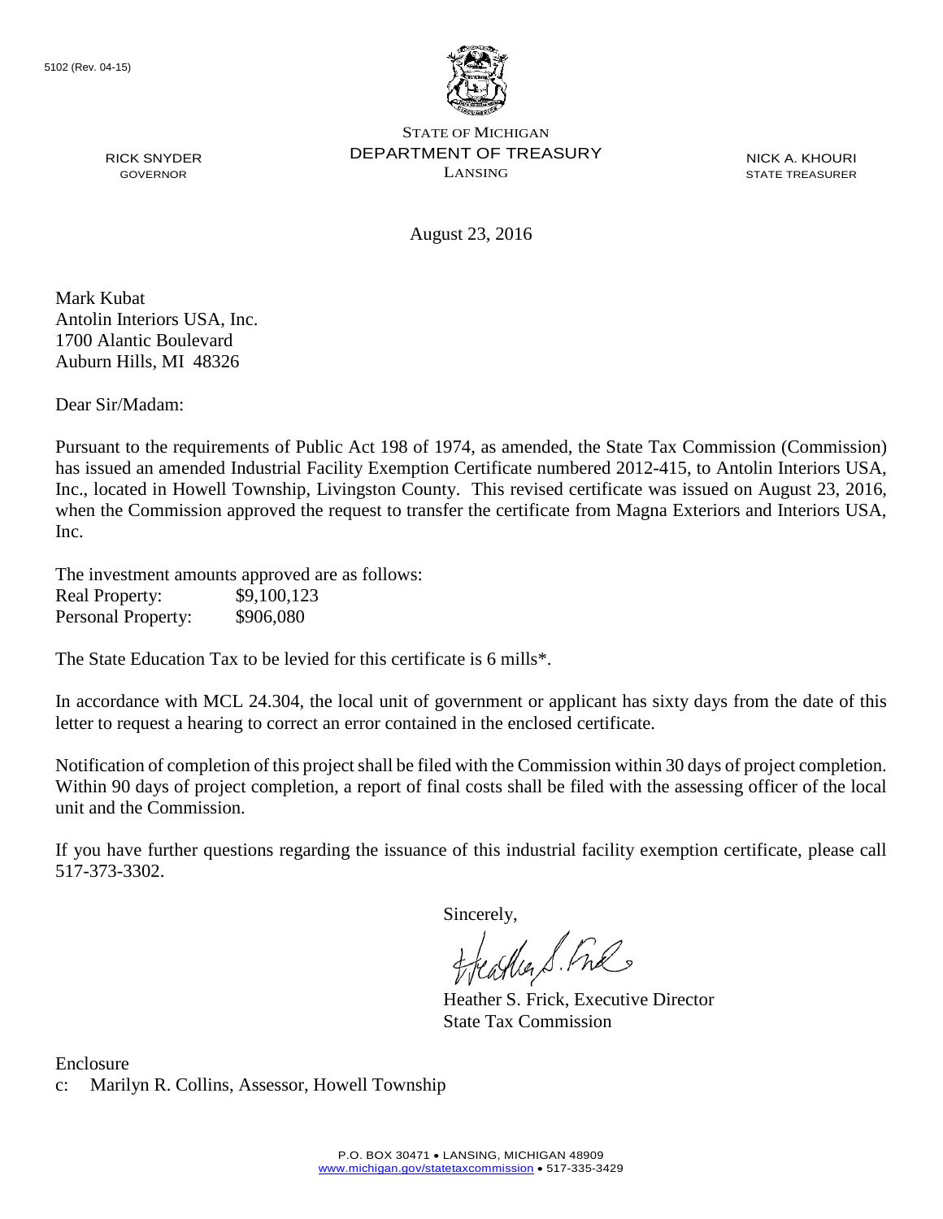5102 (Rev. 04-15)

STATE OF MICHIGAN
DEPARTMENT OF TREASURY
LANSING

RICK SNYDER
GOVERNOR

NICK A. KHOURI
STATE TREASURER

August 23, 2016

Mark Kubat
Antolin Interiors USA, Inc.
1700 Alantic Boulevard
Auburn Hills, MI 48326

Dear Sir/Madam:

Pursuant to the requirements of Public Act 198 of 1974, as amended, the State Tax Commission (Commission) has issued an amended Industrial Facility Exemption Certificate numbered 2012-415, to Antolin Interiors USA, Inc., located in Howell Township, Livingston County. This revised certificate was issued on August 23, 2016, when the Commission approved the request to transfer the certificate from Magna Exteriors and Interiors USA, Inc.

The investment amounts approved are as follows:

| | |
|---|---|
| Real Property: | $9,100,123 |
| Personal Property: | $906,080 |

The State Education Tax to be levied for this certificate is 6 mills*.

In accordance with MCL 24.304, the local unit of government or applicant has sixty days from the date of this letter to request a hearing to correct an error contained in the enclosed certificate.

Notification of completion of this project shall be filed with the Commission within 30 days of project completion. Within 90 days of project completion, a report of final costs shall be filed with the assessing officer of the local unit and the Commission.

If you have further questions regarding the issuance of this industrial facility exemption certificate, please call 517-373-3302.

Sincerely,

Heather S. Frick, Executive Director
State Tax Commission

Enclosure
c: Marilyn R. Collins, Assessor, Howell Township

P.O. BOX 30471 • LANSING, MICHIGAN 48909
www.michigan.gov/statetaxcommission • 517-335-3429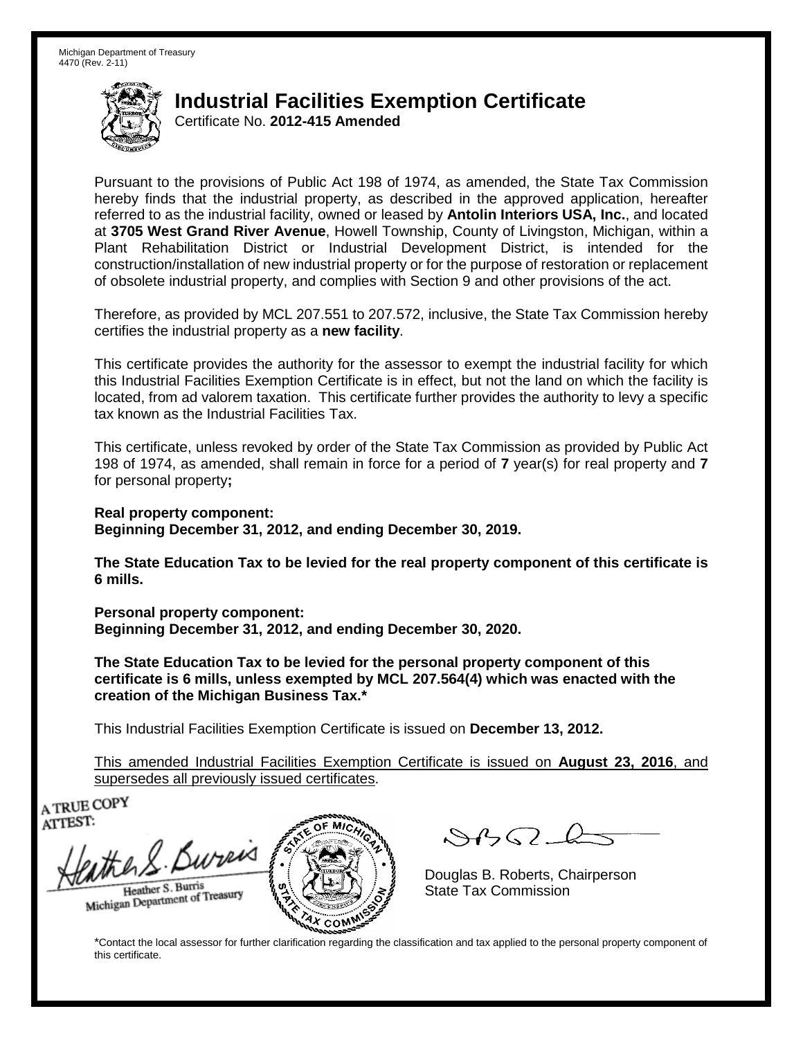Michigan Department of Treasury
4470 (Rev. 2-11)

# Industrial Facilities Exemption Certificate

Certificate No. **2012-415 Amended**

Pursuant to the provisions of Public Act 198 of 1974, as amended, the State Tax Commission hereby finds that the industrial property, as described in the approved application, hereafter referred to as the industrial facility, owned or leased by **Antolin Interiors USA, Inc.**, and located at **3705 West Grand River Avenue**, Howell Township, County of Livingston, Michigan, within a Plant Rehabilitation District or Industrial Development District, is intended for the construction/installation of new industrial property or for the purpose of restoration or replacement of obsolete industrial property, and complies with Section 9 and other provisions of the act.

Therefore, as provided by MCL 207.551 to 207.572, inclusive, the State Tax Commission hereby certifies the industrial property as a **new facility**.

This certificate provides the authority for the assessor to exempt the industrial facility for which this Industrial Facilities Exemption Certificate is in effect, but not the land on which the facility is located, from ad valorem taxation. This certificate further provides the authority to levy a specific tax known as the Industrial Facilities Tax.

This certificate, unless revoked by order of the State Tax Commission as provided by Public Act 198 of 1974, as amended, shall remain in force for a period of **7** year(s) for real property and **7** for personal property**;**

**Real property component:**
**Beginning December 31, 2012, and ending December 30, 2019.**

**The State Education Tax to be levied for the real property component of this certificate is 6 mills.**

**Personal property component:**
**Beginning December 31, 2012, and ending December 30, 2020.**

**The State Education Tax to be levied for the personal property component of this certificate is 6 mills, unless exempted by MCL 207.564(4) which was enacted with the creation of the Michigan Business Tax.***

This Industrial Facilities Exemption Certificate is issued on **December 13, 2012.**

This amended Industrial Facilities Exemption Certificate is issued on **August 23, 2016**, and supersedes all previously issued certificates.

A TRUE COPY
ATTEST:

Heather S. Burris
Michigan Department of Treasury

Douglas B. Roberts, Chairperson
State Tax Commission

*Contact the local assessor for further clarification regarding the classification and tax applied to the personal property component of this certificate.